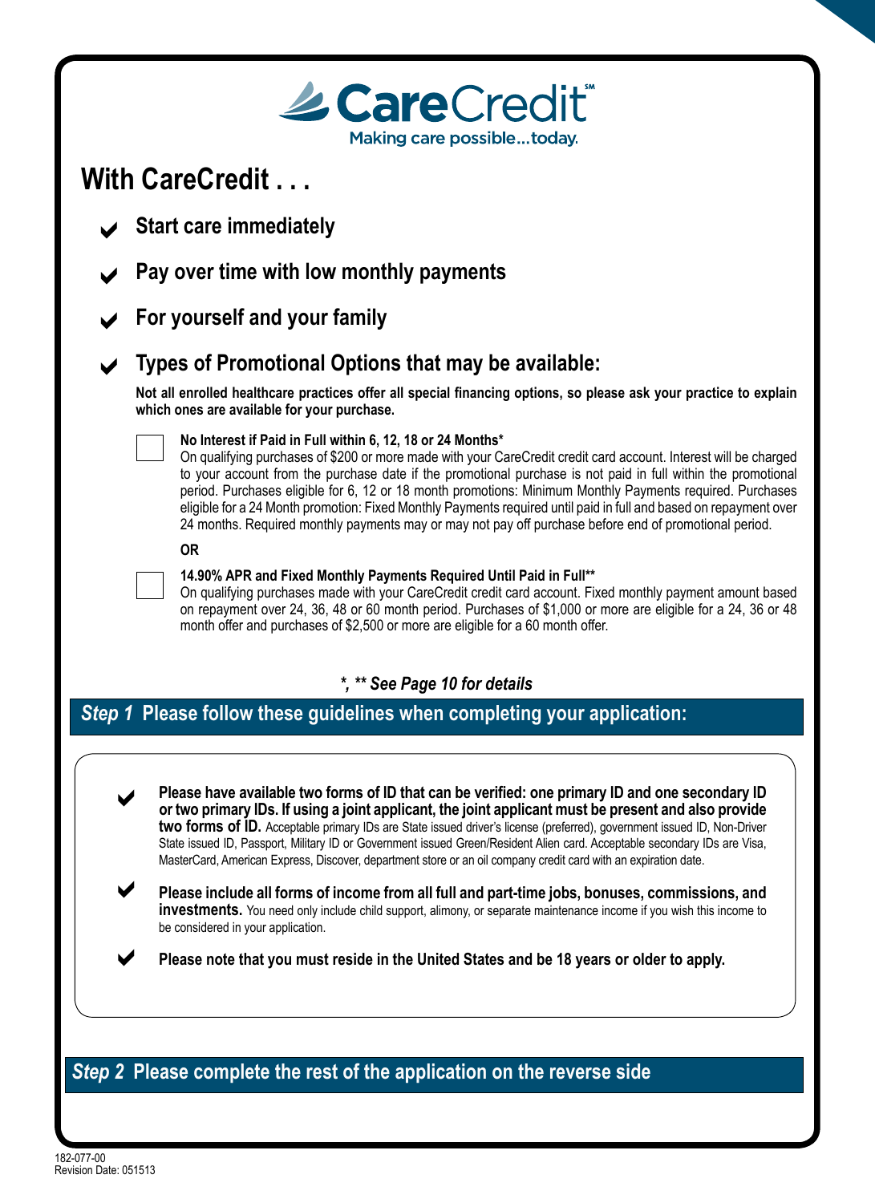# CareCredit℠

Making care possible...today.

## With CareCredit . . .

- **Start care immediately**
- **Pay over time with low monthly payments**
- **For yourself and your family**
- **Types of Promotional Options that may be available:**

**Not all enrolled healthcare practices offer all special financing options, so please ask your practice to explain which ones are available for your purchase.**

☐ **No Interest if Paid in Full within 6, 12, 18 or 24 Months***
On qualifying purchases of $200 or more made with your CareCredit credit card account. Interest will be charged to your account from the purchase date if the promotional purchase is not paid in full within the promotional period. Purchases eligible for 6, 12 or 18 month promotions: Minimum Monthly Payments required. Purchases eligible for a 24 Month promotion: Fixed Monthly Payments required until paid in full and based on repayment over 24 months. Required monthly payments may or may not pay off purchase before end of promotional period.

**OR**

☐ **14.90% APR and Fixed Monthly Payments Required Until Paid in Full****
On qualifying purchases made with your CareCredit credit card account. Fixed monthly payment amount based on repayment over 24, 36, 48 or 60 month period. Purchases of $1,000 or more are eligible for a 24, 36 or 48 month offer and purchases of $2,500 or more are eligible for a 60 month offer.

***, ** See Page 10 for details***

## *Step 1* Please follow these guidelines when completing your application:

- **Please have available two forms of ID that can be verified: one primary ID and one secondary ID or two primary IDs. If using a joint applicant, the joint applicant must be present and also provide two forms of ID.** Acceptable primary IDs are State issued driver's license (preferred), government issued ID, Non-Driver State issued ID, Passport, Military ID or Government issued Green/Resident Alien card. Acceptable secondary IDs are Visa, MasterCard, American Express, Discover, department store or an oil company credit card with an expiration date.
- **Please include all forms of income from all full and part-time jobs, bonuses, commissions, and investments.** You need only include child support, alimony, or separate maintenance income if you wish this income to be considered in your application.
- **Please note that you must reside in the United States and be 18 years or older to apply.**

## *Step 2* Please complete the rest of the application on the reverse side

182-077-00
Revision Date: 051513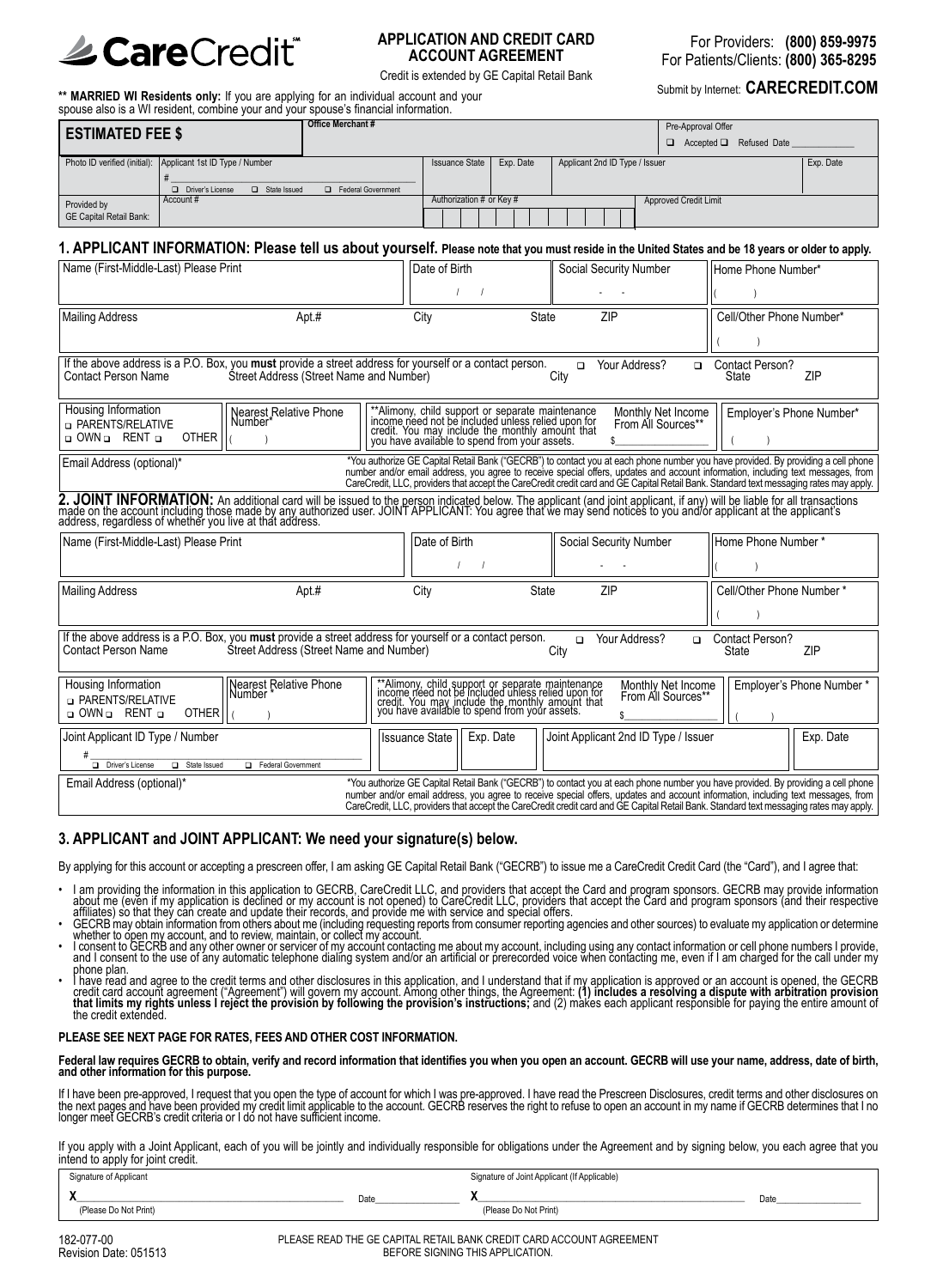**CareCredit**℠

## APPLICATION AND CREDIT CARD ACCOUNT AGREEMENT

Credit is extended by GE Capital Retail Bank

For Providers: **(800) 859-9975**
For Patients/Clients: **(800) 365-8295**
Submit by Internet: **CARECREDIT.COM**

**** MARRIED WI Residents only:** If you are applying for an individual account and your spouse also is a WI resident, combine your and your spouse's financial information.

| **ESTIMATED FEE $** | Office Merchant # | | | Pre-Approval Offer ❑ Accepted ❑ Refused Date ______ | |
|---|---|---|---|---|---|
| Photo ID verified (initial): | Applicant 1st ID Type / Number # ❑ Driver's License ❑ State Issued ❑ Federal Government | Issuance State | Exp. Date | Applicant 2nd ID Type / Issuer | Exp. Date |
| Provided by GE Capital Retail Bank: | Account # | Authorization # or Key # | | Approved Credit Limit | |

## 1. APPLICANT INFORMATION: Please tell us about yourself. Please note that you must reside in the United States and be 18 years or older to apply.

| Name (First-Middle-Last) Please Print | | Date of Birth / / | Social Security Number - - | Home Phone Number* ( ) |
|---|---|---|---|---|
| Mailing Address | Apt.# | City | State ZIP | Cell/Other Phone Number* ( ) |

If the above address is a P.O. Box, you **must** provide a street address for yourself or a contact person. ❑ Your Address? ❑ Contact Person?
Contact Person Name | Street Address (Street Name and Number) | City | State | ZIP

| Housing Information ❑ PARENTS/RELATIVE ❑ OWN ❑ RENT ❑ OTHER | Nearest Relative Phone Number* ( ) | **Alimony, child support or separate maintenance income need not be included unless relied upon for credit. You may include the monthly amount that you have available to spend from your assets. | Monthly Net Income From All Sources** $ | Employer's Phone Number* ( ) |
|---|---|---|---|---|

Email Address (optional)*

*You authorize GE Capital Retail Bank ("GECRB") to contact you at each phone number you have provided. By providing a cell phone number and/or email address, you agree to receive special offers, updates and account information, including text messages, from CareCredit, LLC, providers that accept the CareCredit credit card and GE Capital Retail Bank. Standard text messaging rates may apply.

## 2. JOINT INFORMATION:

An additional card will be issued to the person indicated below. The applicant (and joint applicant, if any) will be liable for all transactions made on the account including those made by any authorized user. JOINT APPLICANT: You agree that we may send notices to you and/or applicant at the applicant's address, regardless of whether you live at that address.

| Name (First-Middle-Last) Please Print | | Date of Birth / / | Social Security Number - - | Home Phone Number * ( ) |
|---|---|---|---|---|
| Mailing Address | Apt.# | City | State ZIP | Cell/Other Phone Number * ( ) |

If the above address is a P.O. Box, you **must** provide a street address for yourself or a contact person. ❑ Your Address? ❑ Contact Person?
Contact Person Name | Street Address (Street Name and Number) | City | State | ZIP

| Housing Information ❑ PARENTS/RELATIVE ❑ OWN ❑ RENT ❑ OTHER | Nearest Relative Phone Number * ( ) | **Alimony, child support or separate maintenance income need not be included unless relied upon for credit. You may include the monthly amount that you have available to spend from your assets. | Monthly Net Income From All Sources** $ | Employer's Phone Number * ( ) |
|---|---|---|---|---|

| Joint Applicant ID Type / Number # ❑ Driver's License ❑ State Issued ❑ Federal Government | Issuance State | Exp. Date | Joint Applicant 2nd ID Type / Issuer | Exp. Date |
|---|---|---|---|---|

Email Address (optional)*

*You authorize GE Capital Retail Bank ("GECRB") to contact you at each phone number you have provided. By providing a cell phone number and/or email address, you agree to receive special offers, updates and account information, including text messages, from CareCredit, LLC, providers that accept the CareCredit credit card and GE Capital Retail Bank. Standard text messaging rates may apply.

## 3. APPLICANT and JOINT APPLICANT: We need your signature(s) below.

By applying for this account or accepting a prescreen offer, I am asking GE Capital Retail Bank ("GECRB") to issue me a CareCredit Credit Card (the "Card"), and I agree that:

- I am providing the information in this application to GECRB, CareCredit LLC, and providers that accept the Card and program sponsors. GECRB may provide information about me (even if my application is declined or my account is not opened) to CareCredit LLC, providers that accept the Card and program sponsors (and their respective affiliates) so that they can create and update their records, and provide me with service and special offers.
- GECRB may obtain information from others about me (including requesting reports from consumer reporting agencies and other sources) to evaluate my application or determine whether to open my account, and to review, maintain, or collect my account.
- I consent to GECRB and any other owner or servicer of my account contacting me about my account, including using any contact information or cell phone numbers I provide, and I consent to the use of any automatic telephone dialing system and/or an artificial or prerecorded voice when contacting me, even if I am charged for the call under my phone plan.
- I have read and agree to the credit terms and other disclosures in this application, and I understand that if my application is approved or an account is opened, the GECRB credit card account agreement ("Agreement") will govern my account. Among other things, the Agreement: **(1) includes a resolving a dispute with arbitration provision that limits my rights unless I reject the provision by following the provision's instructions;** and (2) makes each applicant responsible for paying the entire amount of the credit extended.

**PLEASE SEE NEXT PAGE FOR RATES, FEES AND OTHER COST INFORMATION.**

**Federal law requires GECRB to obtain, verify and record information that identifies you when you open an account. GECRB will use your name, address, date of birth, and other information for this purpose.**

If I have been pre-approved, I request that you open the type of account for which I was pre-approved. I have read the Prescreen Disclosures, credit terms and other disclosures on the next pages and have been provided my credit limit applicable to the account. GECRB reserves the right to refuse to open an account in my name if GECRB determines that I no longer meet GECRB's credit criteria or I do not have sufficient income.

If you apply with a Joint Applicant, each of you will be jointly and individually responsible for obligations under the Agreement and by signing below, you each agree that you intend to apply for joint credit.

| Signature of Applicant | | Signature of Joint Applicant (If Applicable) | |
|---|---|---|---|
| X______ (Please Do Not Print) | Date______ | X______ (Please Do Not Print) | Date______ |

182-077-00
Revision Date: 051513

PLEASE READ THE GE CAPITAL RETAIL BANK CREDIT CARD ACCOUNT AGREEMENT BEFORE SIGNING THIS APPLICATION.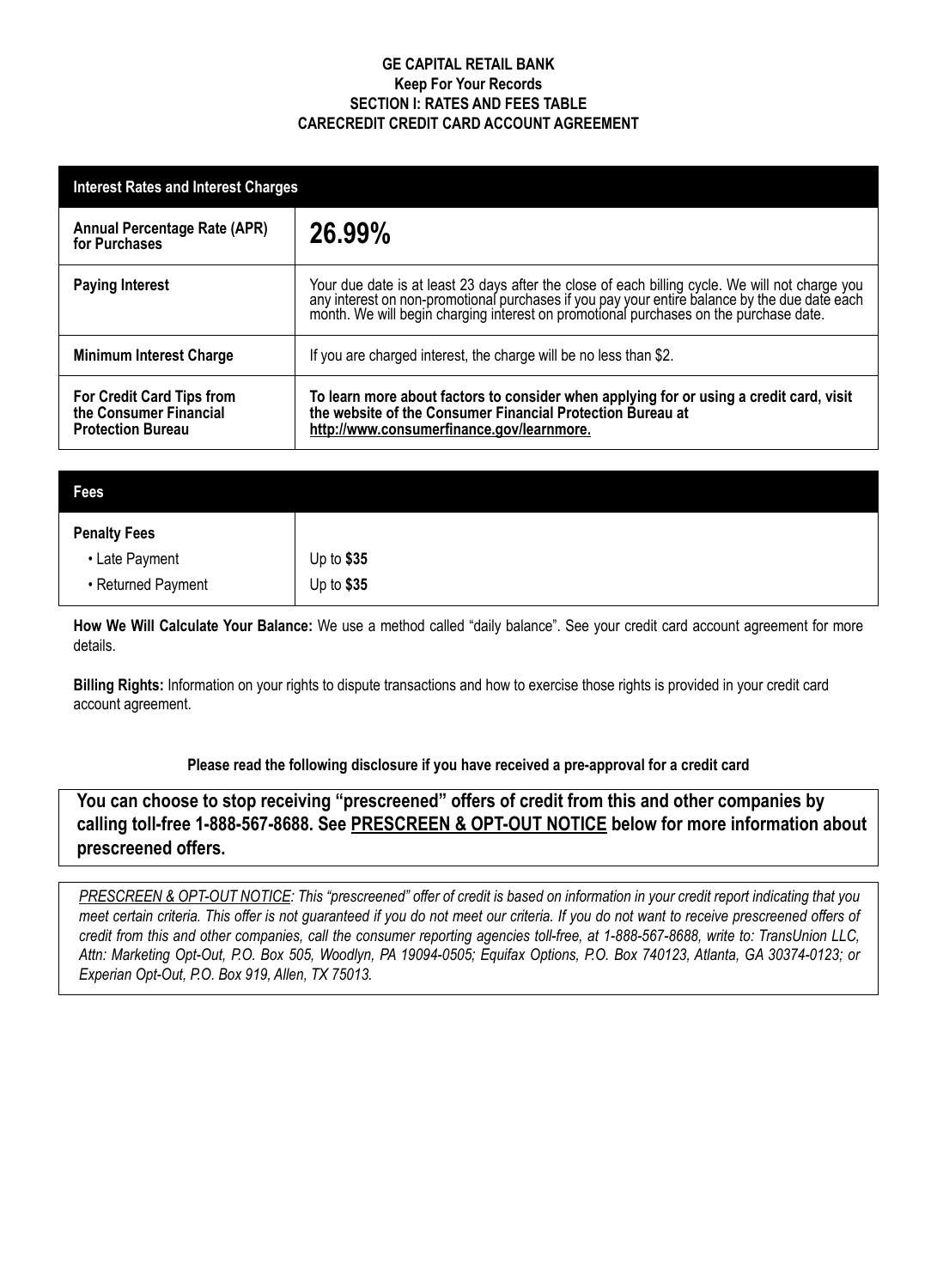**GE CAPITAL RETAIL BANK**
**Keep For Your Records**
**SECTION I: RATES AND FEES TABLE**
**CARECREDIT CREDIT CARD ACCOUNT AGREEMENT**

| **Interest Rates and Interest Charges** | |
|---|---|
| **Annual Percentage Rate (APR) for Purchases** | **26.99%** |
| **Paying Interest** | Your due date is at least 23 days after the close of each billing cycle. We will not charge you any interest on non-promotional purchases if you pay your entire balance by the due date each month. We will begin charging interest on promotional purchases on the purchase date. |
| **Minimum Interest Charge** | If you are charged interest, the charge will be no less than $2. |
| **For Credit Card Tips from the Consumer Financial Protection Bureau** | **To learn more about factors to consider when applying for or using a credit card, visit the website of the Consumer Financial Protection Bureau at http://www.consumerfinance.gov/learnmore.** |

| **Fees** | |
|---|---|
| **Penalty Fees** | |
| • Late Payment | Up to **$35** |
| • Returned Payment | Up to **$35** |

**How We Will Calculate Your Balance:** We use a method called "daily balance". See your credit card account agreement for more details.

**Billing Rights:** Information on your rights to dispute transactions and how to exercise those rights is provided in your credit card account agreement.

**Please read the following disclosure if you have received a pre-approval for a credit card**

**You can choose to stop receiving "prescreened" offers of credit from this and other companies by calling toll-free 1-888-567-8688. See PRESCREEN & OPT-OUT NOTICE below for more information about prescreened offers.**

*PRESCREEN & OPT-OUT NOTICE: This "prescreened" offer of credit is based on information in your credit report indicating that you meet certain criteria. This offer is not guaranteed if you do not meet our criteria. If you do not want to receive prescreened offers of credit from this and other companies, call the consumer reporting agencies toll-free, at 1-888-567-8688, write to: TransUnion LLC, Attn: Marketing Opt-Out, P.O. Box 505, Woodlyn, PA 19094-0505; Equifax Options, P.O. Box 740123, Atlanta, GA 30374-0123; or Experian Opt-Out, P.O. Box 919, Allen, TX 75013.*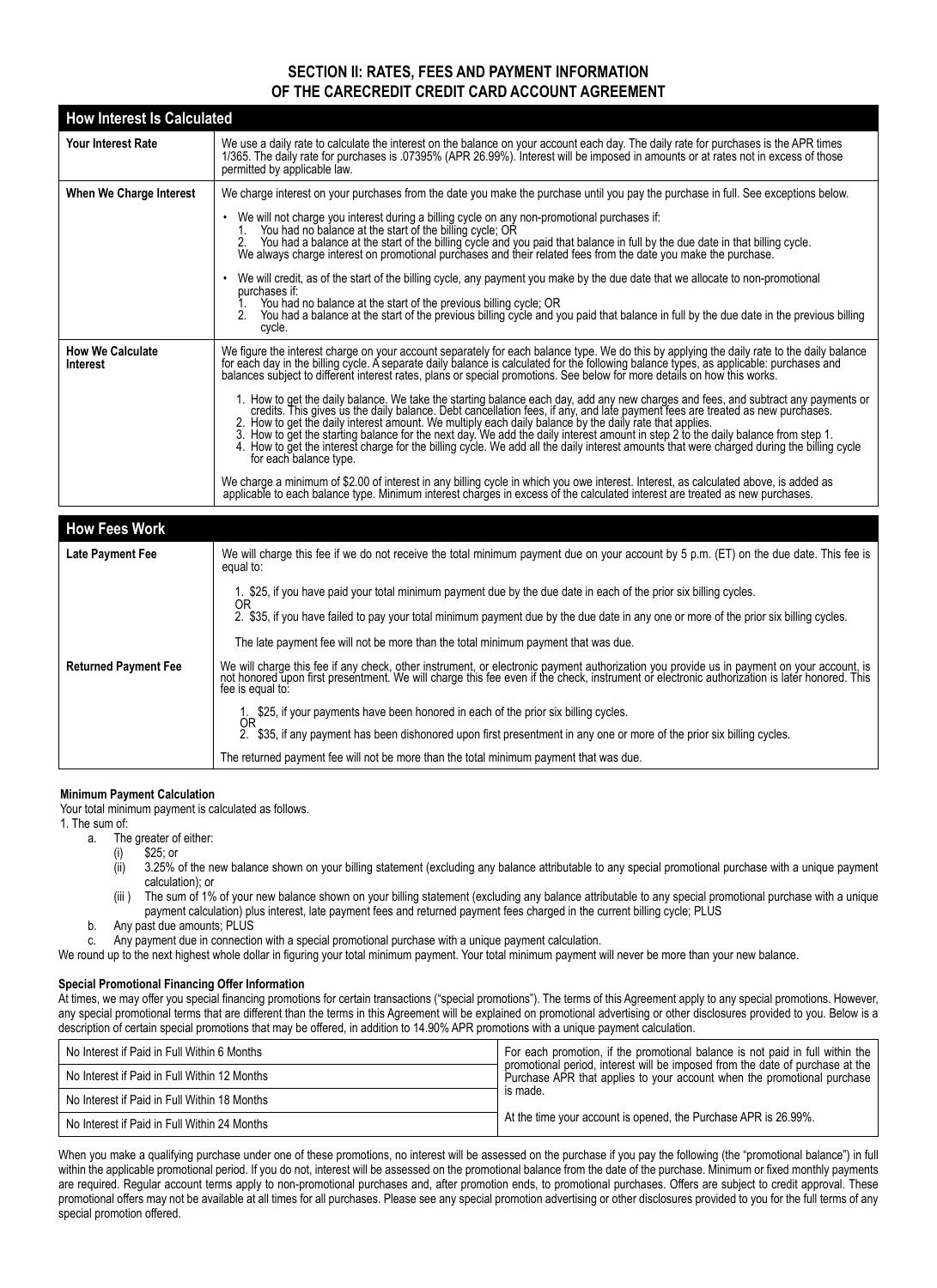# SECTION II: RATES, FEES AND PAYMENT INFORMATION OF THE CARECREDIT CREDIT CARD ACCOUNT AGREEMENT

| How Interest Is Calculated | |
|---|---|
| **Your Interest Rate** | We use a daily rate to calculate the interest on the balance on your account each day. The daily rate for purchases is the APR times 1/365. The daily rate for purchases is .07395% (APR 26.99%). Interest will be imposed in amounts or at rates not in excess of those permitted by applicable law. |
| **When We Charge Interest** | We charge interest on your purchases from the date you make the purchase until you pay the purchase in full. See exceptions below.<br><br>• We will not charge you interest during a billing cycle on any non-promotional purchases if:<br>1. You had no balance at the start of the billing cycle; OR<br>2. You had a balance at the start of the billing cycle and you paid that balance in full by the due date in that billing cycle.<br>We always charge interest on promotional purchases and their related fees from the date you make the purchase.<br><br>• We will credit, as of the start of the billing cycle, any payment you make by the due date that we allocate to non-promotional purchases if:<br>1. You had no balance at the start of the previous billing cycle; OR<br>2. You had a balance at the start of the previous billing cycle and you paid that balance in full by the due date in the previous billing cycle. |
| **How We Calculate Interest** | We figure the interest charge on your account separately for each balance type. We do this by applying the daily rate to the daily balance for each day in the billing cycle. A separate daily balance is calculated for the following balance types, as applicable: purchases and balances subject to different interest rates, plans or special promotions. See below for more details on how this works.<br><br>1. How to get the daily balance. We take the starting balance each day, add any new charges and fees, and subtract any payments or credits. This gives us the daily balance. Debt cancellation fees, if any, and late payment fees are treated as new purchases.<br>2. How to get the daily interest amount. We multiply each daily balance by the daily rate that applies.<br>3. How to get the starting balance for the next day. We add the daily interest amount in step 2 to the daily balance from step 1.<br>4. How to get the interest charge for the billing cycle. We add all the daily interest amounts that were charged during the billing cycle for each balance type.<br><br>We charge a minimum of $2.00 of interest in any billing cycle in which you owe interest. Interest, as calculated above, is added as applicable to each balance type. Minimum interest charges in excess of the calculated interest are treated as new purchases. |

| How Fees Work | |
|---|---|
| **Late Payment Fee** | We will charge this fee if we do not receive the total minimum payment due on your account by 5 p.m. (ET) on the due date. This fee is equal to:<br><br>1. $25, if you have paid your total minimum payment due by the due date in each of the prior six billing cycles.<br>OR<br>2. $35, if you have failed to pay your total minimum payment due by the due date in any one or more of the prior six billing cycles.<br><br>The late payment fee will not be more than the total minimum payment that was due. |
| **Returned Payment Fee** | We will charge this fee if any check, other instrument, or electronic payment authorization you provide us in payment on your account, is not honored upon first presentment. We will charge this fee even if the check, instrument or electronic authorization is later honored. This fee is equal to:<br><br>1. $25, if your payments have been honored in each of the prior six billing cycles.<br>OR<br>2. $35, if any payment has been dishonored upon first presentment in any one or more of the prior six billing cycles.<br><br>The returned payment fee will not be more than the total minimum payment that was due. |

**Minimum Payment Calculation**

Your total minimum payment is calculated as follows.

1. The sum of:
   a. The greater of either:
      (i) $25; or
      (ii) 3.25% of the new balance shown on your billing statement (excluding any balance attributable to any special promotional purchase with a unique payment calculation); or
      (iii) The sum of 1% of your new balance shown on your billing statement (excluding any balance attributable to any special promotional purchase with a unique payment calculation) plus interest, late payment fees and returned payment fees charged in the current billing cycle; PLUS
   b. Any past due amounts; PLUS
   c. Any payment due in connection with a special promotional purchase with a unique payment calculation.

We round up to the next highest whole dollar in figuring your total minimum payment. Your total minimum payment will never be more than your new balance.

**Special Promotional Financing Offer Information**

At times, we may offer you special financing promotions for certain transactions ("special promotions"). The terms of this Agreement apply to any special promotions. However, any special promotional terms that are different than the terms in this Agreement will be explained on promotional advertising or other disclosures provided to you. Below is a description of certain special promotions that may be offered, in addition to 14.90% APR promotions with a unique payment calculation.

| Promotion | Terms |
|---|---|
| No Interest if Paid in Full Within 6 Months | For each promotion, if the promotional balance is not paid in full within the promotional period, interest will be imposed from the date of purchase at the Purchase APR that applies to your account when the promotional purchase is made. |
| No Interest if Paid in Full Within 12 Months | |
| No Interest if Paid in Full Within 18 Months | At the time your account is opened, the Purchase APR is 26.99%. |
| No Interest if Paid in Full Within 24 Months | |

When you make a qualifying purchase under one of these promotions, no interest will be assessed on the purchase if you pay the following (the "promotional balance") in full within the applicable promotional period. If you do not, interest will be assessed on the promotional balance from the date of the purchase. Minimum or fixed monthly payments are required. Regular account terms apply to non-promotional purchases and, after promotion ends, to promotional purchases. Offers are subject to credit approval. These promotional offers may not be available at all times for all purchases. Please see any special promotion advertising or other disclosures provided to you for the full terms of any special promotion offered.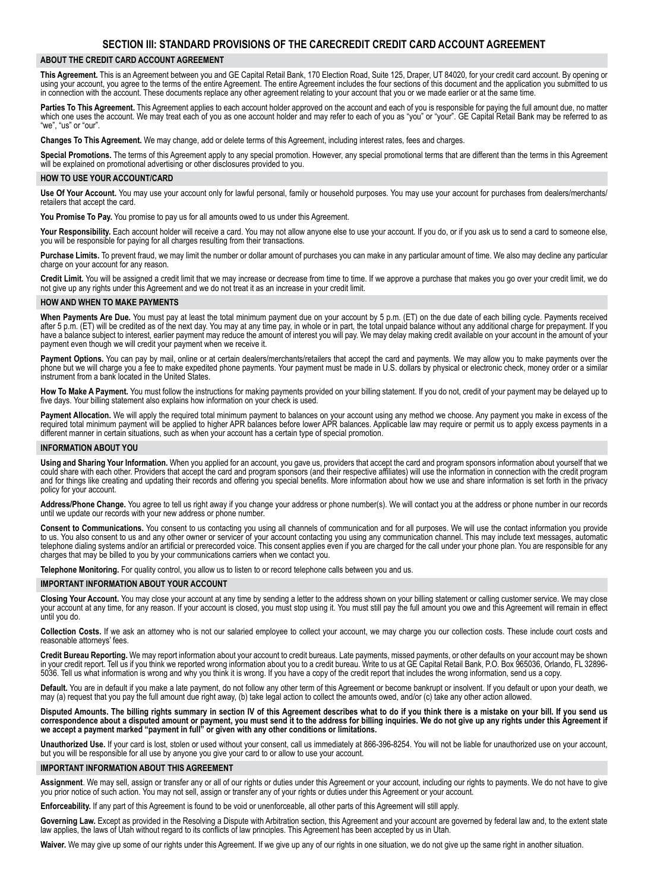# SECTION III: STANDARD PROVISIONS OF THE CARECREDIT CREDIT CARD ACCOUNT AGREEMENT

## ABOUT THE CREDIT CARD ACCOUNT AGREEMENT

**This Agreement.** This is an Agreement between you and GE Capital Retail Bank, 170 Election Road, Suite 125, Draper, UT 84020, for your credit card account. By opening or using your account, you agree to the terms of the entire Agreement. The entire Agreement includes the four sections of this document and the application you submitted to us in connection with the account. These documents replace any other agreement relating to your account that you or we made earlier or at the same time.

**Parties To This Agreement.** This Agreement applies to each account holder approved on the account and each of you is responsible for paying the full amount due, no matter which one uses the account. We may treat each of you as one account holder and may refer to each of you as "you" or "your". GE Capital Retail Bank may be referred to as "we", "us" or "our".

**Changes To This Agreement.** We may change, add or delete terms of this Agreement, including interest rates, fees and charges.

**Special Promotions.** The terms of this Agreement apply to any special promotion. However, any special promotional terms that are different than the terms in this Agreement will be explained on promotional advertising or other disclosures provided to you.

## HOW TO USE YOUR ACCOUNT/CARD

**Use Of Your Account.** You may use your account only for lawful personal, family or household purposes. You may use your account for purchases from dealers/merchants/retailers that accept the card.

**You Promise To Pay.** You promise to pay us for all amounts owed to us under this Agreement.

**Your Responsibility.** Each account holder will receive a card. You may not allow anyone else to use your account. If you do, or if you ask us to send a card to someone else, you will be responsible for paying for all charges resulting from their transactions.

**Purchase Limits.** To prevent fraud, we may limit the number or dollar amount of purchases you can make in any particular amount of time. We also may decline any particular charge on your account for any reason.

**Credit Limit.** You will be assigned a credit limit that we may increase or decrease from time to time. If we approve a purchase that makes you go over your credit limit, we do not give up any rights under this Agreement and we do not treat it as an increase in your credit limit.

## HOW AND WHEN TO MAKE PAYMENTS

**When Payments Are Due.** You must pay at least the total minimum payment due on your account by 5 p.m. (ET) on the due date of each billing cycle. Payments received after 5 p.m. (ET) will be credited as of the next day. You may at any time pay, in whole or in part, the total unpaid balance without any additional charge for prepayment. If you have a balance subject to interest, earlier payment may reduce the amount of interest you will pay. We may delay making credit available on your account in the amount of your payment even though we will credit your payment when we receive it.

**Payment Options.** You can pay by mail, online or at certain dealers/merchants/retailers that accept the card and payments. We may allow you to make payments over the phone but we will charge you a fee to make expedited phone payments. Your payment must be made in U.S. dollars by physical or electronic check, money order or a similar instrument from a bank located in the United States.

**How To Make A Payment.** You must follow the instructions for making payments provided on your billing statement. If you do not, credit of your payment may be delayed up to five days. Your billing statement also explains how information on your check is used.

**Payment Allocation.** We will apply the required total minimum payment to balances on your account using any method we choose. Any payment you make in excess of the required total minimum payment will be applied to higher APR balances before lower APR balances. Applicable law may require or permit us to apply excess payments in a different manner in certain situations, such as when your account has a certain type of special promotion.

## INFORMATION ABOUT YOU

**Using and Sharing Your Information.** When you applied for an account, you gave us, providers that accept the card and program sponsors information about yourself that we could share with each other. Providers that accept the card and program sponsors (and their respective affiliates) will use the information in connection with the credit program and for things like creating and updating their records and offering you special benefits. More information about how we use and share information is set forth in the privacy policy for your account.

**Address/Phone Change.** You agree to tell us right away if you change your address or phone number(s). We will contact you at the address or phone number in our records until we update our records with your new address or phone number.

**Consent to Communications.** You consent to us contacting you using all channels of communication and for all purposes. We will use the contact information you provide to us. You also consent to us and any other owner or servicer of your account contacting you using any communication channel. This may include text messages, automatic telephone dialing systems and/or an artificial or prerecorded voice. This consent applies even if you are charged for the call under your phone plan. You are responsible for any charges that may be billed to you by your communications carriers when we contact you.

**Telephone Monitoring.** For quality control, you allow us to listen to or record telephone calls between you and us.

## IMPORTANT INFORMATION ABOUT YOUR ACCOUNT

**Closing Your Account.** You may close your account at any time by sending a letter to the address shown on your billing statement or calling customer service. We may close your account at any time, for any reason. If your account is closed, you must stop using it. You must still pay the full amount you owe and this Agreement will remain in effect until you do.

**Collection Costs.** If we ask an attorney who is not our salaried employee to collect your account, we may charge you our collection costs. These include court costs and reasonable attorneys' fees.

**Credit Bureau Reporting.** We may report information about your account to credit bureaus. Late payments, missed payments, or other defaults on your account may be shown in your credit report. Tell us if you think we reported wrong information about you to a credit bureau. Write to us at GE Capital Retail Bank, P.O. Box 965036, Orlando, FL 32896-5036. Tell us what information is wrong and why you think it is wrong. If you have a copy of the credit report that includes the wrong information, send us a copy.

**Default.** You are in default if you make a late payment, do not follow any other term of this Agreement or become bankrupt or insolvent. If you default or upon your death, we may (a) request that you pay the full amount due right away, (b) take legal action to collect the amounts owed, and/or (c) take any other action allowed.

**Disputed Amounts. The billing rights summary in section IV of this Agreement describes what to do if you think there is a mistake on your bill. If you send us correspondence about a disputed amount or payment, you must send it to the address for billing inquiries. We do not give up any rights under this Agreement if we accept a payment marked "payment in full" or given with any other conditions or limitations.**

**Unauthorized Use.** If your card is lost, stolen or used without your consent, call us immediately at 866-396-8254. You will not be liable for unauthorized use on your account, but you will be responsible for all use by anyone you give your card to or allow to use your account.

## IMPORTANT INFORMATION ABOUT THIS AGREEMENT

**Assignment**. We may sell, assign or transfer any or all of our rights or duties under this Agreement or your account, including our rights to payments. We do not have to give you prior notice of such action. You may not sell, assign or transfer any of your rights or duties under this Agreement or your account.

**Enforceability.** If any part of this Agreement is found to be void or unenforceable, all other parts of this Agreement will still apply.

**Governing Law.** Except as provided in the Resolving a Dispute with Arbitration section, this Agreement and your account are governed by federal law and, to the extent state law applies, the laws of Utah without regard to its conflicts of law principles. This Agreement has been accepted by us in Utah.

**Waiver.** We may give up some of our rights under this Agreement. If we give up any of our rights in one situation, we do not give up the same right in another situation.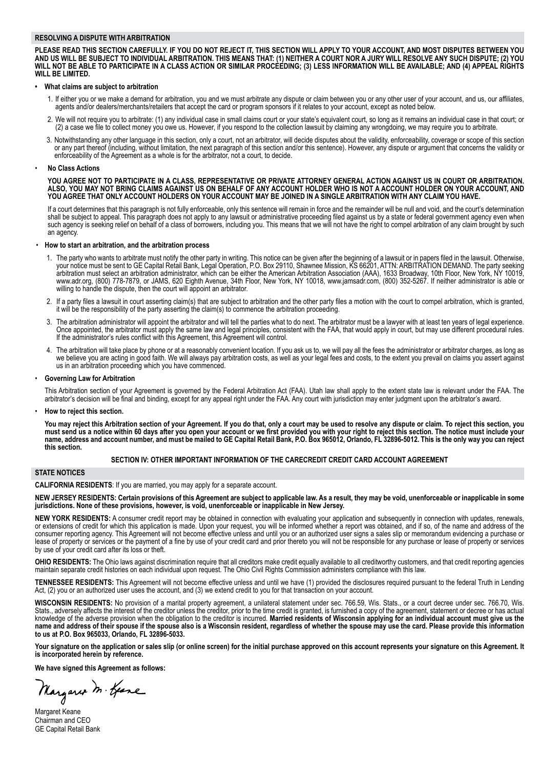## RESOLVING A DISPUTE WITH ARBITRATION

**PLEASE READ THIS SECTION CAREFULLY. IF YOU DO NOT REJECT IT, THIS SECTION WILL APPLY TO YOUR ACCOUNT, AND MOST DISPUTES BETWEEN YOU AND US WILL BE SUBJECT TO INDIVIDUAL ARBITRATION. THIS MEANS THAT: (1) NEITHER A COURT NOR A JURY WILL RESOLVE ANY SUCH DISPUTE; (2) YOU WILL NOT BE ABLE TO PARTICIPATE IN A CLASS ACTION OR SIMILAR PROCEEDING; (3) LESS INFORMATION WILL BE AVAILABLE; AND (4) APPEAL RIGHTS WILL BE LIMITED.**

- **What claims are subject to arbitration**

1. If either you or we make a demand for arbitration, you and we must arbitrate any dispute or claim between you or any other user of your account, and us, our affiliates, agents and/or dealers/merchants/retailers that accept the card or program sponsors if it relates to your account, except as noted below.
2. We will not require you to arbitrate: (1) any individual case in small claims court or your state's equivalent court, so long as it remains an individual case in that court; or (2) a case we file to collect money you owe us. However, if you respond to the collection lawsuit by claiming any wrongdoing, we may require you to arbitrate.
3. Notwithstanding any other language in this section, only a court, not an arbitrator, will decide disputes about the validity, enforceability, coverage or scope of this section or any part thereof (including, without limitation, the next paragraph of this section and/or this sentence). However, any dispute or argument that concerns the validity or enforceability of the Agreement as a whole is for the arbitrator, not a court, to decide.

- **No Class Actions**

**YOU AGREE NOT TO PARTICIPATE IN A CLASS, REPRESENTATIVE OR PRIVATE ATTORNEY GENERAL ACTION AGAINST US IN COURT OR ARBITRATION. ALSO, YOU MAY NOT BRING CLAIMS AGAINST US ON BEHALF OF ANY ACCOUNT HOLDER WHO IS NOT A ACCOUNT HOLDER ON YOUR ACCOUNT, AND YOU AGREE THAT ONLY ACCOUNT HOLDERS ON YOUR ACCOUNT MAY BE JOINED IN A SINGLE ARBITRATION WITH ANY CLAIM YOU HAVE.**

If a court determines that this paragraph is not fully enforceable, only this sentence will remain in force and the remainder will be null and void, and the court's determination shall be subject to appeal. This paragraph does not apply to any lawsuit or administrative proceeding filed against us by a state or federal government agency even when such agency is seeking relief on behalf of a class of borrowers, including you. This means that we will not have the right to compel arbitration of any claim brought by such an agency.

- **How to start an arbitration, and the arbitration process**

1. The party who wants to arbitrate must notify the other party in writing. This notice can be given after the beginning of a lawsuit or in papers filed in the lawsuit. Otherwise, your notice must be sent to GE Capital Retail Bank, Legal Operation, P.O. Box 29110, Shawnee Mission, KS 66201, ATTN: ARBITRATION DEMAND. The party seeking arbitration must select an arbitration administrator, which can be either the American Arbitration Association (AAA), 1633 Broadway, 10th Floor, New York, NY 10019, www.adr.org, (800) 778-7879, or JAMS, 620 Eighth Avenue, 34th Floor, New York, NY 10018, www.jamsadr.com, (800) 352-5267. If neither administrator is able or willing to handle the dispute, then the court will appoint an arbitrator.
2. If a party files a lawsuit in court asserting claim(s) that are subject to arbitration and the other party files a motion with the court to compel arbitration, which is granted, it will be the responsibility of the party asserting the claim(s) to commence the arbitration proceeding.
3. The arbitration administrator will appoint the arbitrator and will tell the parties what to do next. The arbitrator must be a lawyer with at least ten years of legal experience. Once appointed, the arbitrator must apply the same law and legal principles, consistent with the FAA, that would apply in court, but may use different procedural rules. If the administrator's rules conflict with this Agreement, this Agreement will control.
4. The arbitration will take place by phone or at a reasonably convenient location. If you ask us to, we will pay all the fees the administrator or arbitrator charges, as long as we believe you are acting in good faith. We will always pay arbitration costs, as well as your legal fees and costs, to the extent you prevail on claims you assert against us in an arbitration proceeding which you have commenced.

- **Governing Law for Arbitration**

This Arbitration section of your Agreement is governed by the Federal Arbitration Act (FAA). Utah law shall apply to the extent state law is relevant under the FAA. The arbitrator's decision will be final and binding, except for any appeal right under the FAA. Any court with jurisdiction may enter judgment upon the arbitrator's award.

- **How to reject this section.**

**You may reject this Arbitration section of your Agreement. If you do that, only a court may be used to resolve any dispute or claim. To reject this section, you must send us a notice within 60 days after you open your account or we first provided you with your right to reject this section. The notice must include your name, address and account number, and must be mailed to GE Capital Retail Bank, P.O. Box 965012, Orlando, FL 32896-5012. This is the only way you can reject this section.**

## SECTION IV: OTHER IMPORTANT INFORMATION OF THE CARECREDIT CREDIT CARD ACCOUNT AGREEMENT

## STATE NOTICES

**CALIFORNIA RESIDENTS**: If you are married, you may apply for a separate account.

**NEW JERSEY RESIDENTS: Certain provisions of this Agreement are subject to applicable law. As a result, they may be void, unenforceable or inapplicable in some jurisdictions. None of these provisions, however, is void, unenforceable or inapplicable in New Jersey.**

**NEW YORK RESIDENTS:** A consumer credit report may be obtained in connection with evaluating your application and subsequently in connection with updates, renewals, or extensions of credit for which this application is made. Upon your request, you will be informed whether a report was obtained, and if so, of the name and address of the consumer reporting agency. This Agreement will not become effective unless and until you or an authorized user signs a sales slip or memorandum evidencing a purchase or lease of property or services or the payment of a fine by use of your credit card and prior thereto you will not be responsible for any purchase or lease of property or services by use of your credit card after its loss or theft.

**OHIO RESIDENTS:** The Ohio laws against discrimination require that all creditors make credit equally available to all creditworthy customers, and that credit reporting agencies maintain separate credit histories on each individual upon request. The Ohio Civil Rights Commission administers compliance with this law.

**TENNESSEE RESIDENTS:** This Agreement will not become effective unless and until we have (1) provided the disclosures required pursuant to the federal Truth in Lending Act, (2) you or an authorized user uses the account, and (3) we extend credit to you for that transaction on your account.

**WISCONSIN RESIDENTS:** No provision of a marital property agreement, a unilateral statement under sec. 766.59, Wis. Stats., or a court decree under sec. 766.70, Wis. Stats., adversely affects the interest of the creditor unless the creditor, prior to the time credit is granted, is furnished a copy of the agreement, statement or decree or has actual knowledge of the adverse provision when the obligation to the creditor is incurred. **Married residents of Wisconsin applying for an individual account must give us the name and address of their spouse if the spouse also is a Wisconsin resident, regardless of whether the spouse may use the card. Please provide this information to us at P.O. Box 965033, Orlando, FL 32896-5033.**

**Your signature on the application or sales slip (or online screen) for the initial purchase approved on this account represents your signature on this Agreement. It is incorporated herein by reference.**

**We have signed this Agreement as follows:**

Margaret M. Keane

Margaret Keane
Chairman and CEO
GE Capital Retail Bank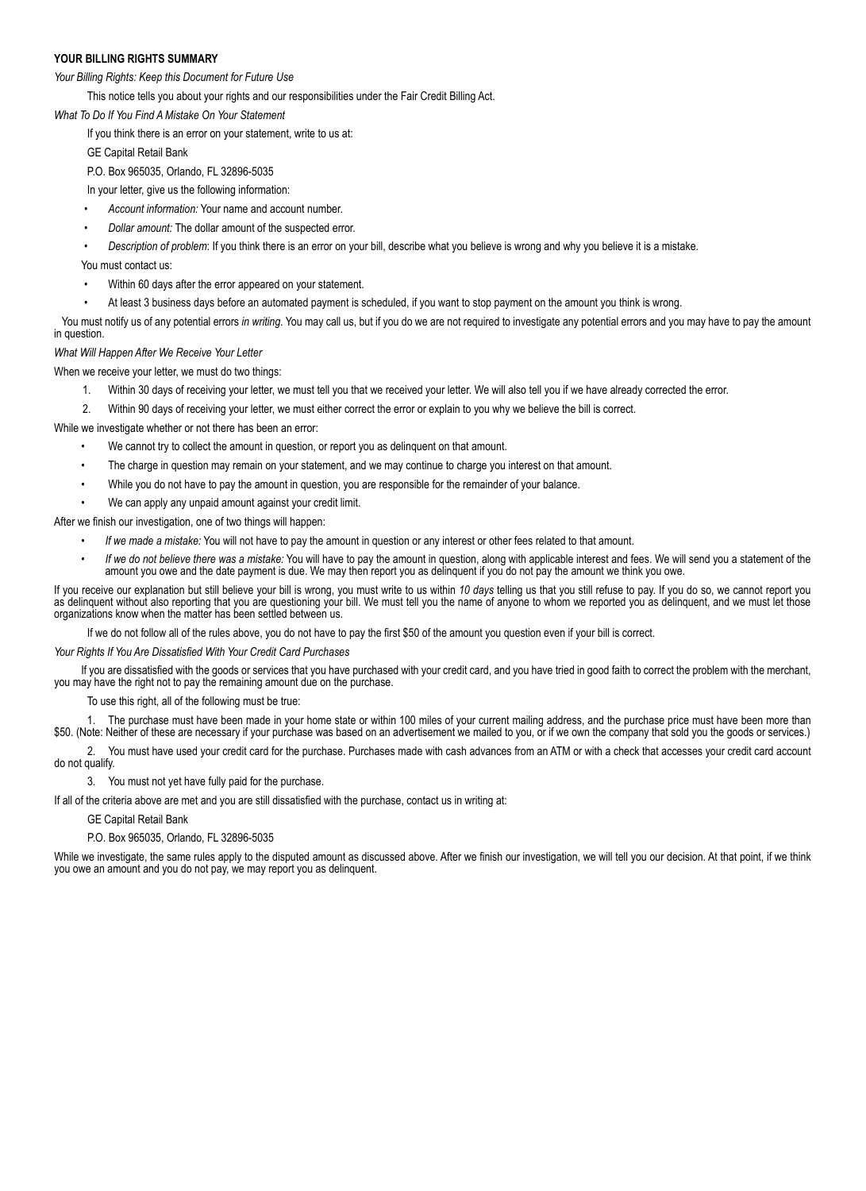**YOUR BILLING RIGHTS SUMMARY**

*Your Billing Rights: Keep this Document for Future Use*

This notice tells you about your rights and our responsibilities under the Fair Credit Billing Act.

*What To Do If You Find A Mistake On Your Statement*

If you think there is an error on your statement, write to us at:

GE Capital Retail Bank

P.O. Box 965035, Orlando, FL 32896-5035

In your letter, give us the following information:

- *Account information:* Your name and account number.
- *Dollar amount:* The dollar amount of the suspected error.
- *Description of problem*: If you think there is an error on your bill, describe what you believe is wrong and why you believe it is a mistake.

You must contact us:

- Within 60 days after the error appeared on your statement.
- At least 3 business days before an automated payment is scheduled, if you want to stop payment on the amount you think is wrong.

You must notify us of any potential errors *in writing*. You may call us, but if you do we are not required to investigate any potential errors and you may have to pay the amount in question.

*What Will Happen After We Receive Your Letter*

When we receive your letter, we must do two things:

1. Within 30 days of receiving your letter, we must tell you that we received your letter. We will also tell you if we have already corrected the error.
2. Within 90 days of receiving your letter, we must either correct the error or explain to you why we believe the bill is correct.

While we investigate whether or not there has been an error:

- We cannot try to collect the amount in question, or report you as delinquent on that amount.
- The charge in question may remain on your statement, and we may continue to charge you interest on that amount.
- While you do not have to pay the amount in question, you are responsible for the remainder of your balance.
- We can apply any unpaid amount against your credit limit.

After we finish our investigation, one of two things will happen:

- *If we made a mistake:* You will not have to pay the amount in question or any interest or other fees related to that amount.
- *If we do not believe there was a mistake:* You will have to pay the amount in question, along with applicable interest and fees. We will send you a statement of the amount you owe and the date payment is due. We may then report you as delinquent if you do not pay the amount we think you owe.

If you receive our explanation but still believe your bill is wrong, you must write to us within *10 days* telling us that you still refuse to pay. If you do so, we cannot report you as delinquent without also reporting that you are questioning your bill. We must tell you the name of anyone to whom we reported you as delinquent, and we must let those organizations know when the matter has been settled between us.

If we do not follow all of the rules above, you do not have to pay the first $50 of the amount you question even if your bill is correct.

*Your Rights If You Are Dissatisfied With Your Credit Card Purchases*

If you are dissatisfied with the goods or services that you have purchased with your credit card, and you have tried in good faith to correct the problem with the merchant, you may have the right not to pay the remaining amount due on the purchase.

To use this right, all of the following must be true:

1. The purchase must have been made in your home state or within 100 miles of your current mailing address, and the purchase price must have been more than $50. (Note: Neither of these are necessary if your purchase was based on an advertisement we mailed to you, or if we own the company that sold you the goods or services.)
2. You must have used your credit card for the purchase. Purchases made with cash advances from an ATM or with a check that accesses your credit card account do not qualify.
3. You must not yet have fully paid for the purchase.

If all of the criteria above are met and you are still dissatisfied with the purchase, contact us in writing at:

GE Capital Retail Bank

P.O. Box 965035, Orlando, FL 32896-5035

While we investigate, the same rules apply to the disputed amount as discussed above. After we finish our investigation, we will tell you our decision. At that point, if we think you owe an amount and you do not pay, we may report you as delinquent.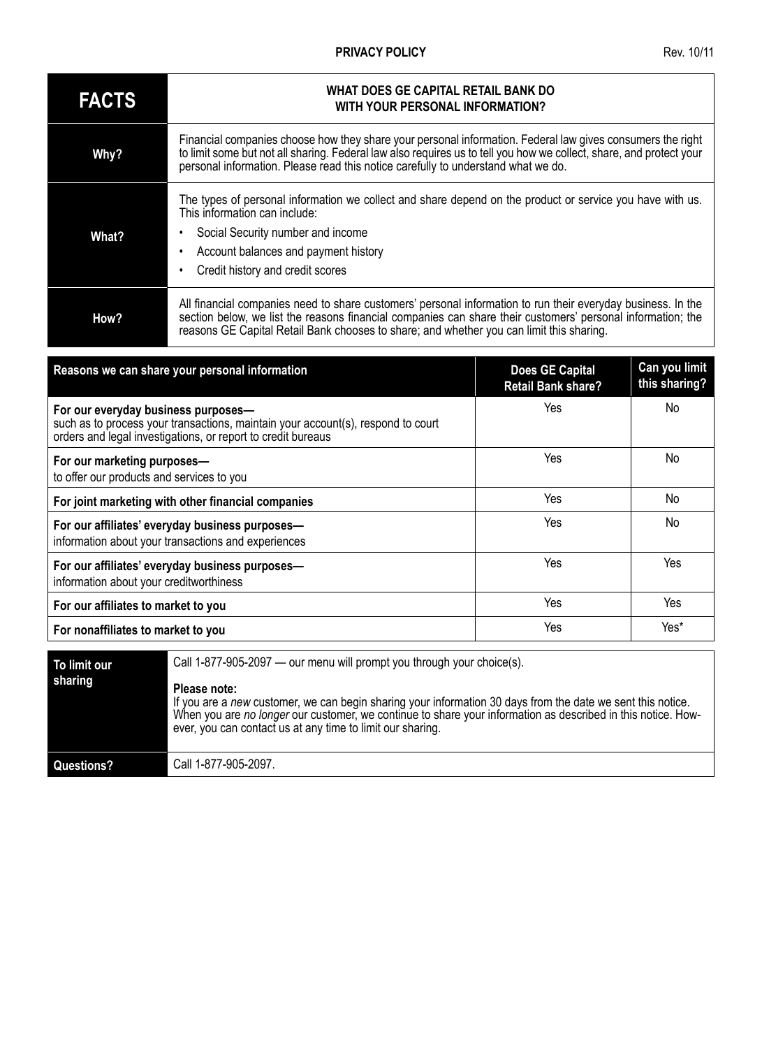**PRIVACY POLICY** Rev. 10/11

| **FACTS** | **WHAT DOES GE CAPITAL RETAIL BANK DO WITH YOUR PERSONAL INFORMATION?** |
|---|---|
| **Why?** | Financial companies choose how they share your personal information. Federal law gives consumers the right to limit some but not all sharing. Federal law also requires us to tell you how we collect, share, and protect your personal information. Please read this notice carefully to understand what we do. |
| **What?** | The types of personal information we collect and share depend on the product or service you have with us. This information can include:<br>• Social Security number and income<br>• Account balances and payment history<br>• Credit history and credit scores |
| **How?** | All financial companies need to share customers' personal information to run their everyday business. In the section below, we list the reasons financial companies can share their customers' personal information; the reasons GE Capital Retail Bank chooses to share; and whether you can limit this sharing. |

| **Reasons we can share your personal information** | **Does GE Capital Retail Bank share?** | **Can you limit this sharing?** |
|---|---|---|
| **For our everyday business purposes—** such as to process your transactions, maintain your account(s), respond to court orders and legal investigations, or report to credit bureaus | Yes | No |
| **For our marketing purposes—** to offer our products and services to you | Yes | No |
| **For joint marketing with other financial companies** | Yes | No |
| **For our affiliates' everyday business purposes—** information about your transactions and experiences | Yes | No |
| **For our affiliates' everyday business purposes—** information about your creditworthiness | Yes | Yes |
| **For our affiliates to market to you** | Yes | Yes |
| **For nonaffiliates to market to you** | Yes | Yes* |

| **To limit our sharing** | Call 1-877-905-2097 — our menu will prompt you through your choice(s).<br><br>**Please note:**<br>If you are a *new* customer, we can begin sharing your information 30 days from the date we sent this notice. When you are *no longer* our customer, we continue to share your information as described in this notice. However, you can contact us at any time to limit our sharing. |
|---|---|
| **Questions?** | Call 1-877-905-2097. |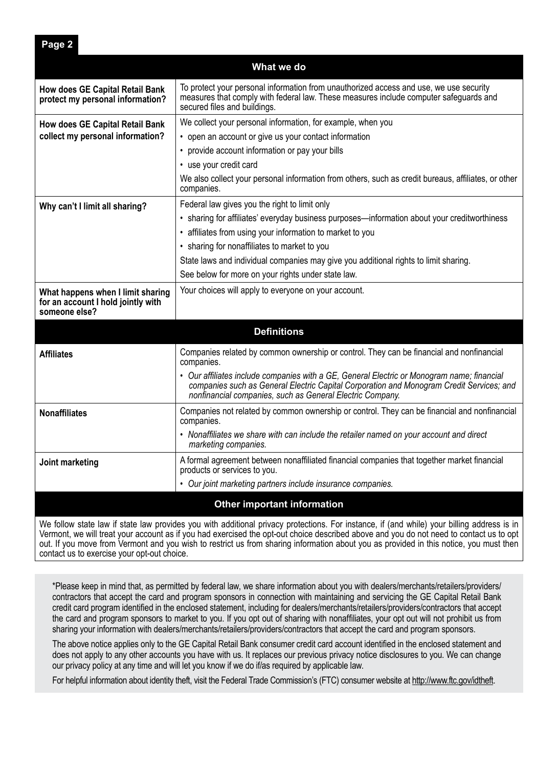| What we do | |
|---|---|
| **How does GE Capital Retail Bank protect my personal information?** | To protect your personal information from unauthorized access and use, we use security measures that comply with federal law. These measures include computer safeguards and secured files and buildings. |
| **How does GE Capital Retail Bank collect my personal information?** | We collect your personal information, for example, when you<br>• open an account or give us your contact information<br>• provide account information or pay your bills<br>• use your credit card<br>We also collect your personal information from others, such as credit bureaus, affiliates, or other companies. |
| **Why can't I limit all sharing?** | Federal law gives you the right to limit only<br>• sharing for affiliates' everyday business purposes—information about your creditworthiness<br>• affiliates from using your information to market to you<br>• sharing for nonaffiliates to market to you<br>State laws and individual companies may give you additional rights to limit sharing.<br>See below for more on your rights under state law. |
| **What happens when I limit sharing for an account I hold jointly with someone else?** | Your choices will apply to everyone on your account. |

| Definitions | |
|---|---|
| **Affiliates** | Companies related by common ownership or control. They can be financial and nonfinancial companies.<br>• *Our affiliates include companies with a GE, General Electric or Monogram name; financial companies such as General Electric Capital Corporation and Monogram Credit Services; and nonfinancial companies, such as General Electric Company.* |
| **Nonaffiliates** | Companies not related by common ownership or control. They can be financial and nonfinancial companies.<br>• *Nonaffiliates we share with can include the retailer named on your account and direct marketing companies.* |
| **Joint marketing** | A formal agreement between nonaffiliated financial companies that together market financial products or services to you.<br>• *Our joint marketing partners include insurance companies.* |

## Other important information

We follow state law if state law provides you with additional privacy protections. For instance, if (and while) your billing address is in Vermont, we will treat your account as if you had exercised the opt-out choice described above and you do not need to contact us to opt out. If you move from Vermont and you wish to restrict us from sharing information about you as provided in this notice, you must then contact us to exercise your opt-out choice.

*Please keep in mind that, as permitted by federal law, we share information about you with dealers/merchants/retailers/providers/contractors that accept the card and program sponsors in connection with maintaining and servicing the GE Capital Retail Bank credit card program identified in the enclosed statement, including for dealers/merchants/retailers/providers/contractors that accept the card and program sponsors to market to you. If you opt out of sharing with nonaffiliates, your opt out will not prohibit us from sharing your information with dealers/merchants/retailers/providers/contractors that accept the card and program sponsors.

The above notice applies only to the GE Capital Retail Bank consumer credit card account identified in the enclosed statement and does not apply to any other accounts you have with us. It replaces our previous privacy notice disclosures to you. We can change our privacy policy at any time and will let you know if we do if/as required by applicable law.

For helpful information about identity theft, visit the Federal Trade Commission's (FTC) consumer website at http://www.ftc.gov/idtheft.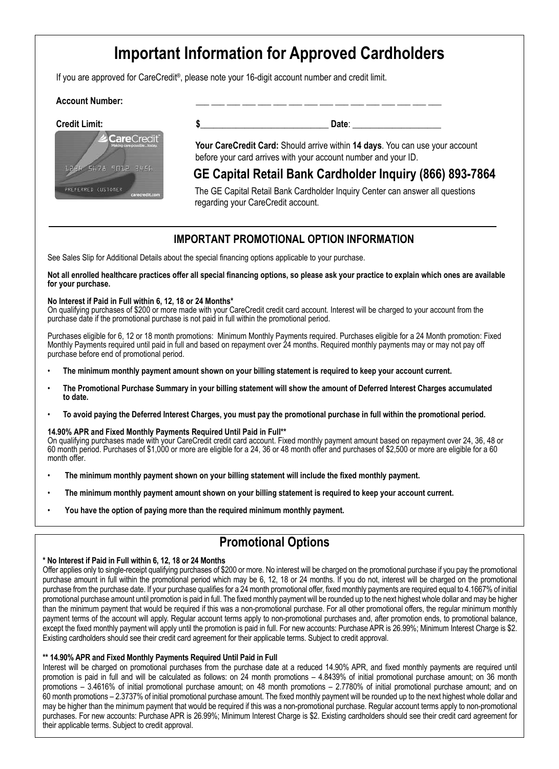# Important Information for Approved Cardholders

If you are approved for CareCredit®, please note your 16-digit account number and credit limit.

**Account Number:** ___ ___ ___ ___ ___ ___ ___ ___ ___ ___ ___ ___ ___ ___ ___ ___

**Credit Limit:** $____________________________ **Date**: ___________________

**Your CareCredit Card:** Should arrive within **14 days**. You can use your account before your card arrives with your account number and your ID.

## GE Capital Retail Bank Cardholder Inquiry (866) 893-7864

The GE Capital Retail Bank Cardholder Inquiry Center can answer all questions regarding your CareCredit account.

---

## IMPORTANT PROMOTIONAL OPTION INFORMATION

See Sales Slip for Additional Details about the special financing options applicable to your purchase.

**Not all enrolled healthcare practices offer all special financing options, so please ask your practice to explain which ones are available for your purchase.**

**No Interest if Paid in Full within 6, 12, 18 or 24 Months***
On qualifying purchases of $200 or more made with your CareCredit credit card account. Interest will be charged to your account from the purchase date if the promotional purchase is not paid in full within the promotional period.

Purchases eligible for 6, 12 or 18 month promotions: Minimum Monthly Payments required. Purchases eligible for a 24 Month promotion: Fixed Monthly Payments required until paid in full and based on repayment over 24 months. Required monthly payments may or may not pay off purchase before end of promotional period.

- **The minimum monthly payment amount shown on your billing statement is required to keep your account current.**
- **The Promotional Purchase Summary in your billing statement will show the amount of Deferred Interest Charges accumulated to date.**
- **To avoid paying the Deferred Interest Charges, you must pay the promotional purchase in full within the promotional period.**

**14.90% APR and Fixed Monthly Payments Required Until Paid in Full****
On qualifying purchases made with your CareCredit credit card account. Fixed monthly payment amount based on repayment over 24, 36, 48 or 60 month period. Purchases of $1,000 or more are eligible for a 24, 36 or 48 month offer and purchases of $2,500 or more are eligible for a 60 month offer.

- **The minimum monthly payment shown on your billing statement will include the fixed monthly payment.**
- **The minimum monthly payment amount shown on your billing statement is required to keep your account current.**
- **You have the option of paying more than the required minimum monthly payment.**

## Promotional Options

**\* No Interest if Paid in Full within 6, 12, 18 or 24 Months**
Offer applies only to single-receipt qualifying purchases of $200 or more. No interest will be charged on the promotional purchase if you pay the promotional purchase amount in full within the promotional period which may be 6, 12, 18 or 24 months. If you do not, interest will be charged on the promotional purchase from the purchase date. If your purchase qualifies for a 24 month promotional offer, fixed monthly payments are required equal to 4.1667% of initial promotional purchase amount until promotion is paid in full. The fixed monthly payment will be rounded up to the next highest whole dollar and may be higher than the minimum payment that would be required if this was a non-promotional purchase. For all other promotional offers, the regular minimum monthly payment terms of the account will apply. Regular account terms apply to non-promotional purchases and, after promotion ends, to promotional balance, except the fixed monthly payment will apply until the promotion is paid in full. For new accounts: Purchase APR is 26.99%; Minimum Interest Charge is $2. Existing cardholders should see their credit card agreement for their applicable terms. Subject to credit approval.

**\*\* 14.90% APR and Fixed Monthly Payments Required Until Paid in Full**
Interest will be charged on promotional purchases from the purchase date at a reduced 14.90% APR, and fixed monthly payments are required until promotion is paid in full and will be calculated as follows: on 24 month promotions – 4.8439% of initial promotional purchase amount; on 36 month promotions – 3.4616% of initial promotional purchase amount; on 48 month promotions – 2.7780% of initial promotional purchase amount; and on 60 month promotions – 2.3737% of initial promotional purchase amount. The fixed monthly payment will be rounded up to the next highest whole dollar and may be higher than the minimum payment that would be required if this was a non-promotional purchase. Regular account terms apply to non-promotional purchases. For new accounts: Purchase APR is 26.99%; Minimum Interest Charge is $2. Existing cardholders should see their credit card agreement for their applicable terms. Subject to credit approval.